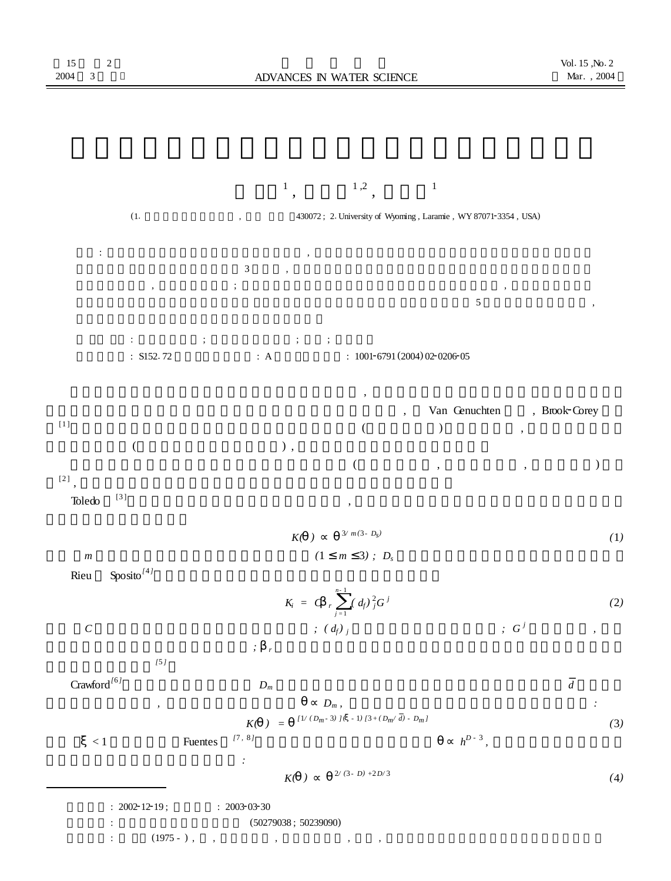[1] , [1,2] , [1]

(1. , 430072 ; 2. University of Wyoming , Laramie , WY 87071-3354 , USA)

: , . 3 , , ; , . 5 ,

: ; ; ; 

: S152. 72 : A : 1001-6791(2004)02-0206-05

, , Van Genuchten , Brook-Corey [1] ( ) , ( ) ,

( , , ) [2] ,

Toledo [3] ,

$$K(\theta) \propto \theta^{3/m(3-D_s)} \tag{1}$$

$m$ $(1 \leq m \leq 3)$ ; $D_s$

Rieu Sposito[4]

$$K_i = C\beta_r \sum_{j=1}^{n-1} (d_f)_j^2 G^j \tag{2}$$

$C$ ; $(d_f)_j$ ; $G^j$ , ; $\beta_r$ [5]

Crawford[6] $D_m$ $\bar{d}$ , $\theta \propto D_m$ , :

$$K(\theta) = \theta^{[1/(D_m-3)](\xi-1)[3+(D_m/\bar{d})-D_m]} \tag{3}$$

$\xi < 1$ Fuentes [7,8] $\theta \propto h^{D-3}$ , :

$$K(\theta) \propto \theta^{2/(3-D)+2D/3} \tag{4}$$

---

: 2002-12-19 ; : 2003-03-30

: (50279038 ; 50239090)

: (1975 - ) , , , , , ,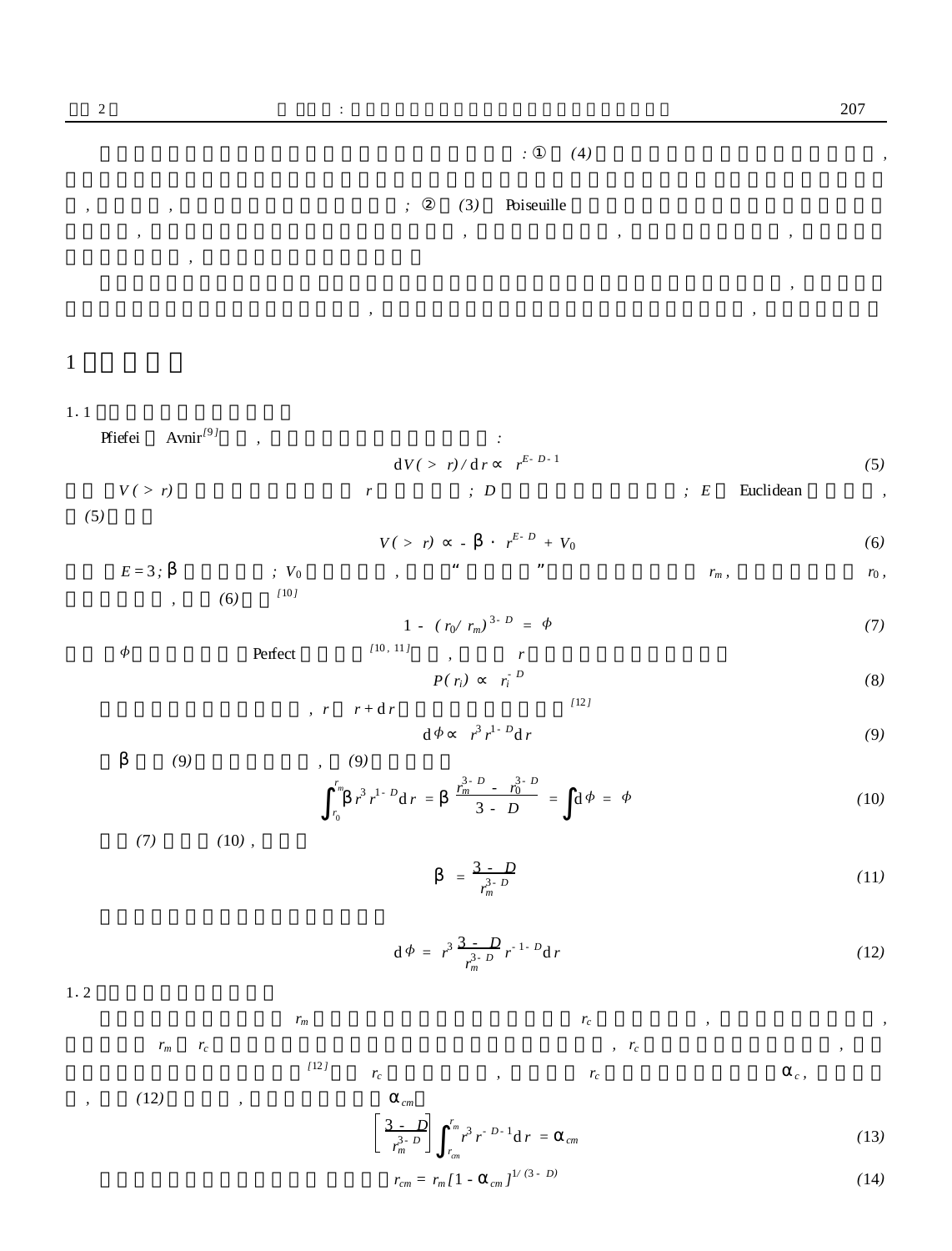: ① (4) ,

, , ; ② (3) Poiseuille

, , , ,

,

,

, ,

# 1

## 1.1

Pfiefei Avnir[9] , :

$$dV(>r)/dr \propto r^{E-D-1} \tag{5}$$

$V(>r)$ $r$ ; $D$ ; $E$ Euclidean ,

(5)

$$V(>r) \propto -\beta \cdot r^{E-D} + V_0 \tag{6}$$

$E=3$; $\beta$ ; $V_0$ , “ ” $r_m$ , $r_0$ ,

, (6) [10]

$$1-(r_0/r_m)^{3-D} = \Phi \tag{7}$$

$\Phi$ Perfect [10,11] , $r$

$$P(r_i) \propto r_i^{-D} \tag{8}$$

, $r$ $r+dr$ [12]

$$d\Phi \propto r^3 r^{1-D} dr \tag{9}$$

$\beta$ (9) , (9)

$$\int_{r_0}^{r_m} \beta r^3 r^{1-D} dr = \beta \frac{r_m^{3-D} - r_0^{3-D}}{3-D} = \int d\Phi = \Phi \tag{10}$$

(7) (10) ,

$$\beta = \frac{3-D}{r_m^{3-D}} \tag{11}$$

$$d\Phi = r^3 \frac{3-D}{r_m^{3-D}} r^{-1-D} dr \tag{12}$$

## 1.2

$r_m$ $r_c$ , ,

$r_m$ $r_c$ , $r_c$ ,

[12] $r_c$ , $r_c$ $\alpha_c$ ,

, (12) , $\alpha_{cm}$

$$\left[\frac{3-D}{r_m^{3-D}}\right] \int_{r_{cm}}^{r_m} r^3 r^{-D-1} dr = \alpha_{cm} \tag{13}$$

$$r_{cm} = r_m [1-\alpha_{cm}]^{1/(3-D)} \tag{14}$$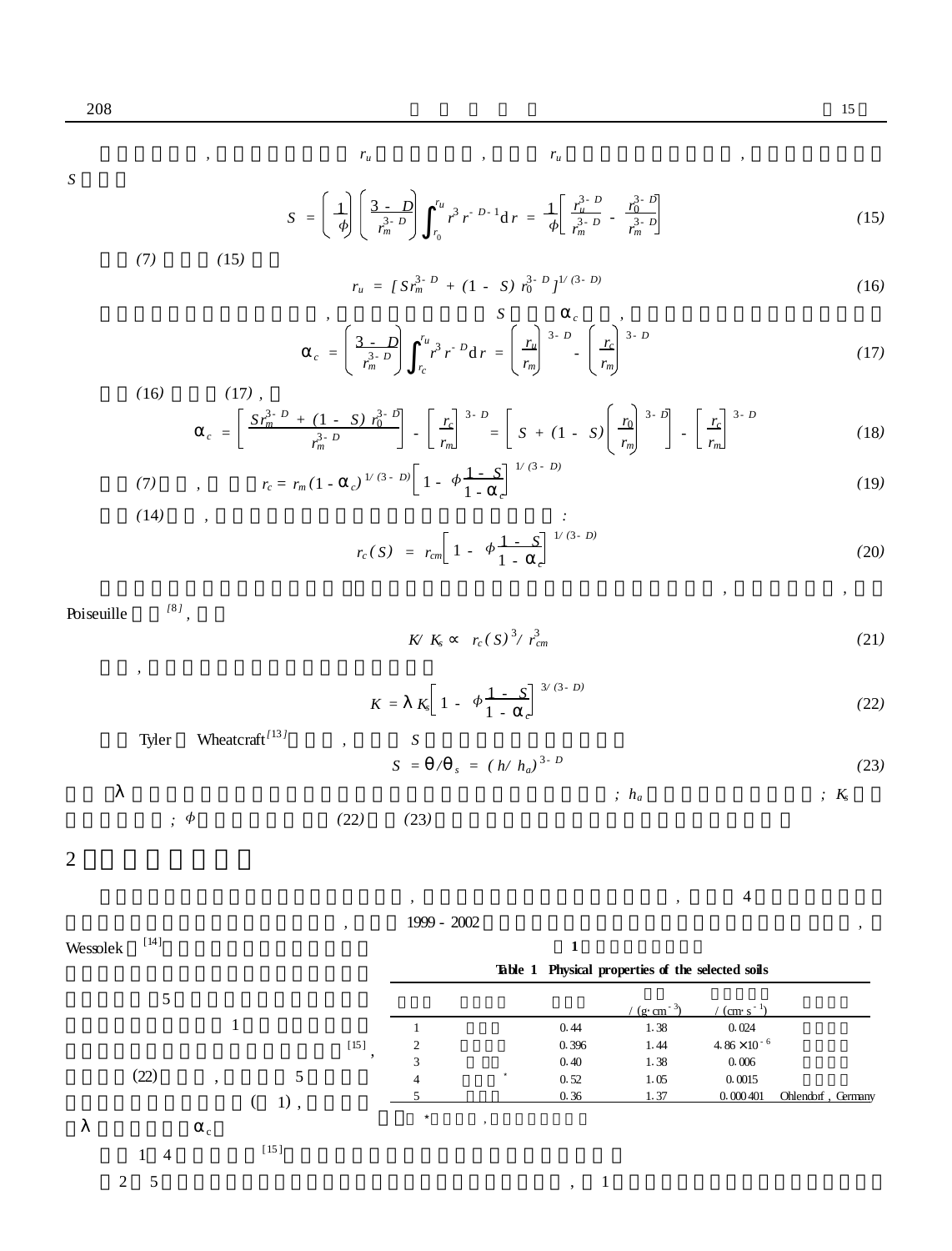, $r_u$ , $r_u$ ,
$S$

$$S = \left(\frac{1}{\phi}\right)\left(\frac{3-D}{r_m^{3-D}}\right)\int_{r_0}^{r_u} r^3 r^{-D-1}\mathrm{d}r = \frac{1}{\phi}\left[\frac{r_u^{3-D}}{r_m^{3-D}} - \frac{r_0^{3-D}}{r_m^{3-D}}\right] \tag{15}$$

(7) (15)

$$r_u = [S r_m^{3-D} + (1-S) r_0^{3-D}]^{1/(3-D)} \tag{16}$$

, $S$ $\alpha_c$ ,

$$\alpha_c = \left(\frac{3-D}{r_m^{3-D}}\right)\int_{r_c}^{r_u} r^3 r^{-D}\mathrm{d}r = \left(\frac{r_u}{r_m}\right)^{3-D} - \left(\frac{r_c}{r_m}\right)^{3-D} \tag{17}$$

(16) (17) ,

$$\alpha_c = \left[\frac{S r_m^{3-D} + (1-S) r_0^{3-D}}{r_m^{3-D}}\right] - \left[\frac{r_c}{r_m}\right]^{3-D} = \left[S + (1-S)\left(\frac{r_0}{r_m}\right)^{3-D}\right] - \left[\frac{r_c}{r_m}\right]^{3-D} \tag{18}$$

(7) , $r_c = r_m(1-\alpha_c)^{1/(3-D)}\left[1 - \phi\frac{1-S}{1-\alpha_c}\right]^{1/(3-D)}$ (19)

(14) , :

$$r_c(S) = r_{cm}\left[1 - \phi\frac{1-S}{1-\alpha_c}\right]^{1/(3-D)} \tag{20}$$

, , Poiseuille [8] ,

$$K/K_s \propto r_c(S)^3 / r_{cm}^3 \tag{21}$$

,

$$K = \lambda K_s\left[1 - \phi\frac{1-S}{1-\alpha_c}\right]^{3/(3-D)} \tag{22}$$

Tyler Wheatcraft[13] , $S$

$$S = \theta/\theta_s = (h/h_a)^{3-D} \tag{23}$$

$\lambda$ ; $h_a$ ; $K_s$ ; $\phi$ (22) (23)

## 2

, , 4 , 1999 - 2002 , Wessolek [14]

5

1

[15] ,

(22) , 5

( 1) ,

$\lambda$ $\alpha_c$

1 4 [15]

2 5 , 1

**1**

**Table 1 Physical properties of the selected soils**

| | | | / (g·cm$^{-3}$) | / (cm·s$^{-1}$) | |
|---|---|---|---|---|---|
| 1 | | 0.44 | 1.38 | 0.024 | |
| 2 | | 0.396 | 1.44 | $4.86\times10^{-6}$ | |
| 3 | | 0.40 | 1.38 | 0.006 | |
| 4 | * | 0.52 | 1.05 | 0.0015 | |
| 5 | | 0.36 | 1.37 | 0.000401 | Ohlendorf, Germany |

*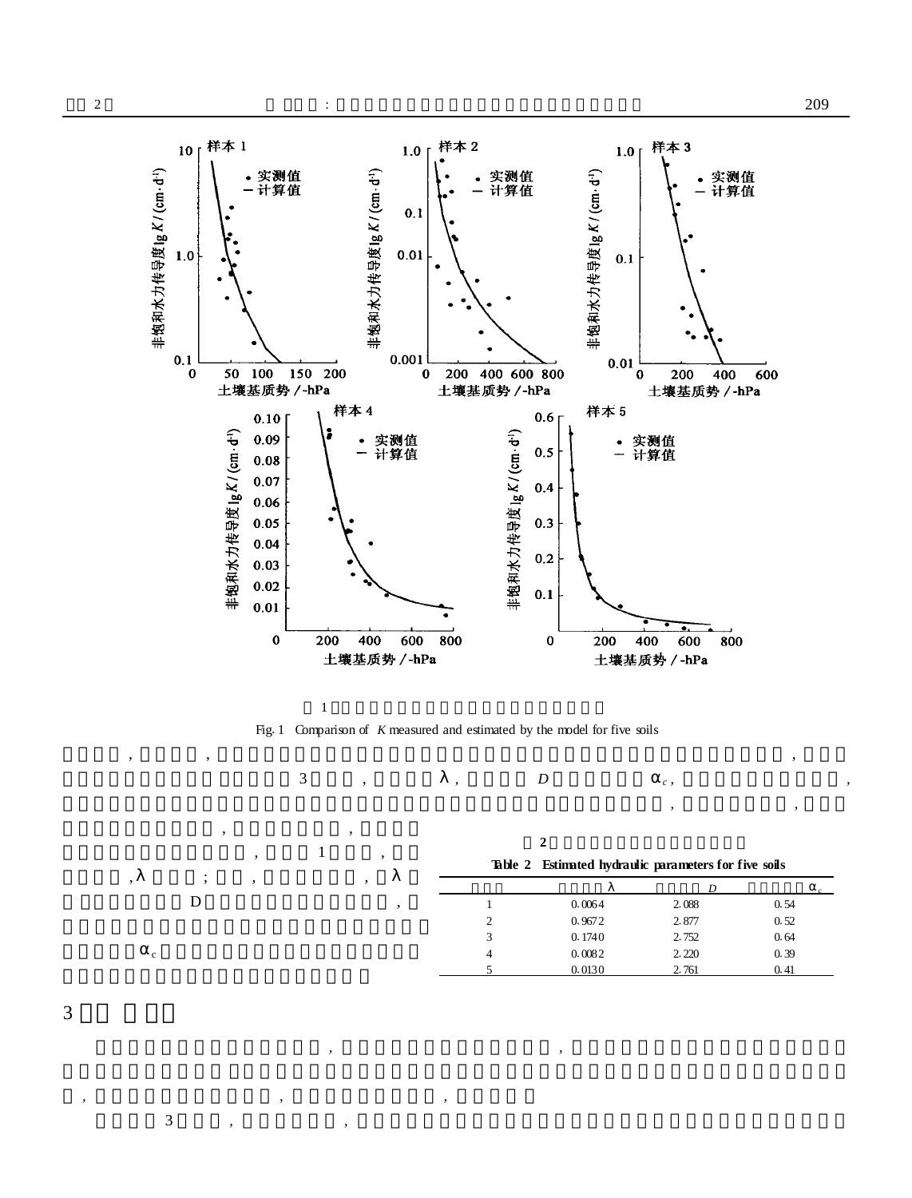Fig. 1 Comparison of $K$ measured and estimated by the model for five soils

Table 2 Estimated hydraulic parameters for five soils

| | $\lambda$ | $D$ | $\alpha_c$ |
|---|---|---|---|
| 1 | 0.0064 | 2.088 | 0.54 |
| 2 | 0.9672 | 2.877 | 0.52 |
| 3 | 0.1740 | 2.752 | 0.64 |
| 4 | 0.0082 | 2.220 | 0.39 |
| 5 | 0.0130 | 2.761 | 0.41 |

## 3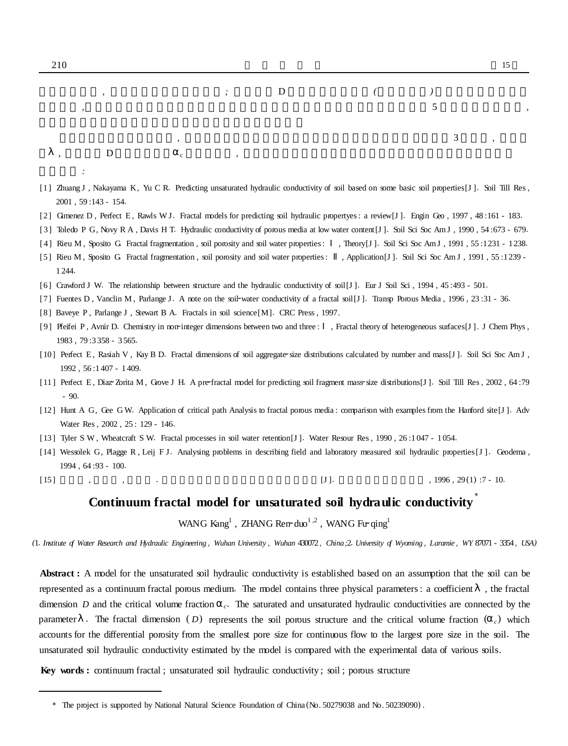，；D()5，

，3，λ，Dαc，，

：

[1] Zhuang J, Nakayama K, Yu C R. Predicting unsaturated hydraulic conductivity of soil based on some basic soil properties[J]. Soil Till Res, 2001, 59:143 - 154.

[2] Gimenez D, Perfect E, Rawls W J. Fractal models for predicting soil hydraulic propertyes: a review[J]. Engin Geo, 1997, 48:161 - 183.

[3] Toledo P G, Novy R A, Davis H T. Hydraulic conductivity of porous media at low water content[J]. Soil Sci Soc Am J, 1990, 54:673 - 679.

[4] Rieu M, Sposito G. Fractal fragmentation, soil porosity and soil water properties: Ⅰ, Theory[J]. Soil Sci Soc Am J, 1991, 55:1231 - 1238.

[5] Rieu M, Sposito G. Fractal fragmentation, soil porosity and soil water properties: Ⅱ, Application[J]. Soil Sci Soc Am J, 1991, 55:1239 - 1244.

[6] Crawford J W. The relationship between structure and the hydraulic conductivity of soil[J]. Eur J Soil Sci, 1994, 45:493 - 501.

[7] Fuentes D, Vanclin M, Parlange J. A note on the soil-water conductivity of a fractal soil[J]. Transp Porous Media, 1996, 23:31 - 36.

[8] Baveye P, Parlange J, Stewart B A. Fractals in soil science[M]. CRC Press, 1997.

[9] Pfeifei P, Avnir D. Chemistry in non-integer dimensions between two and three: Ⅰ, Fractal theory of heterogeneous surfaces[J]. J Chem Phys, 1983, 79:3358 - 3565.

[10] Perfect E, Rasiah V, Kay B D. Fractal dimensions of soil aggregate-size distributions calculated by number and mass[J]. Soil Sci Soc Am J, 1992, 56:1407 - 1409.

[11] Perfect E, Diaz-Zorita M, Grove J H. A pre-fractal model for predicting soil fragment mass-size distributions[J]. Soil Till Res, 2002, 64:79 - 90.

[12] Hunt A G, Gee G W. Application of critical path Analysis to fractal porous media: comparison with examples from the Hanford site[J]. Adv Water Res, 2002, 25: 129 - 146.

[13] Tyler S W, Wheatcraft S W. Fractal processes in soil water retention[J]. Water Resour Res, 1990, 26:1047 - 1054.

[14] Wessolek G, Plagge R, Leij F J. Analysing problems in describing field and laboratory measured soil hydraulic properties[J]. Geodema, 1994, 64:93 - 100.

[15] ，，.[J]., 1996, 29(1):7 - 10.

## Continuum fractal model for unsaturated soil hydraulic conductivity*

WANG Kang[1], ZHANG Ren-duo[1,2], WANG Fu-qing[1]

*(1. Institute of Water Research and Hydraulic Engineering, Wuhan University, Wuhan 430072, China; 2. University of Wyoming, Laramie, WY 87071 - 3354, USA)*

**Abstract:** A model for the unsaturated soil hydraulic conductivity is established based on an assumption that the soil can be represented as a continuum fractal porous medium. The model contains three physical parameters: a coefficient $\lambda$, the fractal dimension $D$ and the critical volume fraction $\alpha_c$. The saturated and unsaturated hydraulic conductivities are connected by the parameter $\lambda$. The fractal dimension ($D$) represents the soil porous structure and the critical volume fraction ($\alpha_c$) which accounts for the differential porosity from the smallest pore size for continuous flow to the largest pore size in the soil. The unsaturated soil hydraulic conductivity estimated by the model is compared with the experimental data of various soils.

**Key words:** continuum fractal; unsaturated soil hydraulic conductivity; soil; porous structure

---

\* The project is supported by National Natural Science Foundation of China (No. 50279038 and No. 50239090).